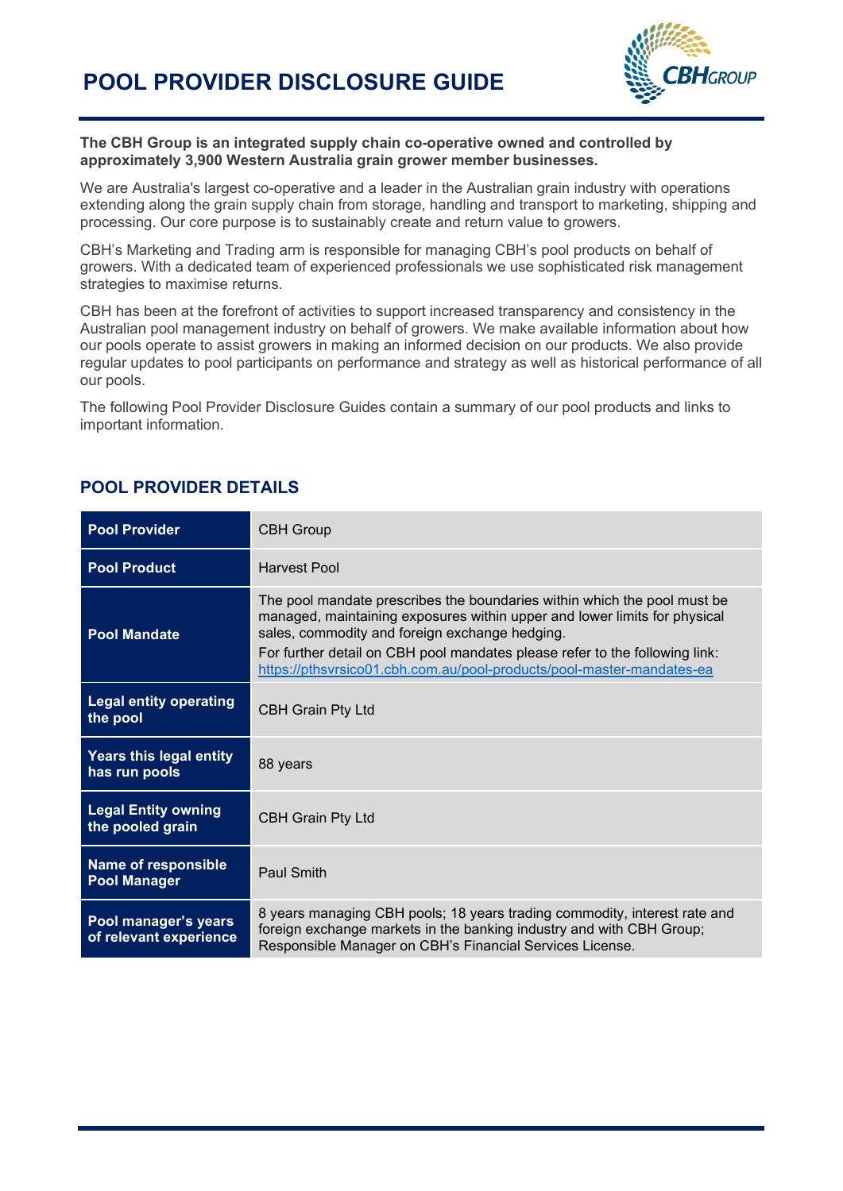# POOL PROVIDER DISCLOSURE GUIDE

**The CBH Group is an integrated supply chain co-operative owned and controlled by approximately 3,900 Western Australia grain grower member businesses.**

We are Australia's largest co-operative and a leader in the Australian grain industry with operations extending along the grain supply chain from storage, handling and transport to marketing, shipping and processing. Our core purpose is to sustainably create and return value to growers.

CBH's Marketing and Trading arm is responsible for managing CBH's pool products on behalf of growers. With a dedicated team of experienced professionals we use sophisticated risk management strategies to maximise returns.

CBH has been at the forefront of activities to support increased transparency and consistency in the Australian pool management industry on behalf of growers. We make available information about how our pools operate to assist growers in making an informed decision on our products. We also provide regular updates to pool participants on performance and strategy as well as historical performance of all our pools.

The following Pool Provider Disclosure Guides contain a summary of our pool products and links to important information.

## POOL PROVIDER DETAILS

| | |
|---|---|
| **Pool Provider** | CBH Group |
| **Pool Product** | Harvest Pool |
| **Pool Mandate** | The pool mandate prescribes the boundaries within which the pool must be managed, maintaining exposures within upper and lower limits for physical sales, commodity and foreign exchange hedging.<br>For further detail on CBH pool mandates please refer to the following link: [https://pthsvrsico01.cbh.com.au/pool-products/pool-master-mandates-ea](https://pthsvrsico01.cbh.com.au/pool-products/pool-master-mandates-ea) |
| **Legal entity operating the pool** | CBH Grain Pty Ltd |
| **Years this legal entity has run pools** | 88 years |
| **Legal Entity owning the pooled grain** | CBH Grain Pty Ltd |
| **Name of responsible Pool Manager** | Paul Smith |
| **Pool manager's years of relevant experience** | 8 years managing CBH pools; 18 years trading commodity, interest rate and foreign exchange markets in the banking industry and with CBH Group; Responsible Manager on CBH's Financial Services License. |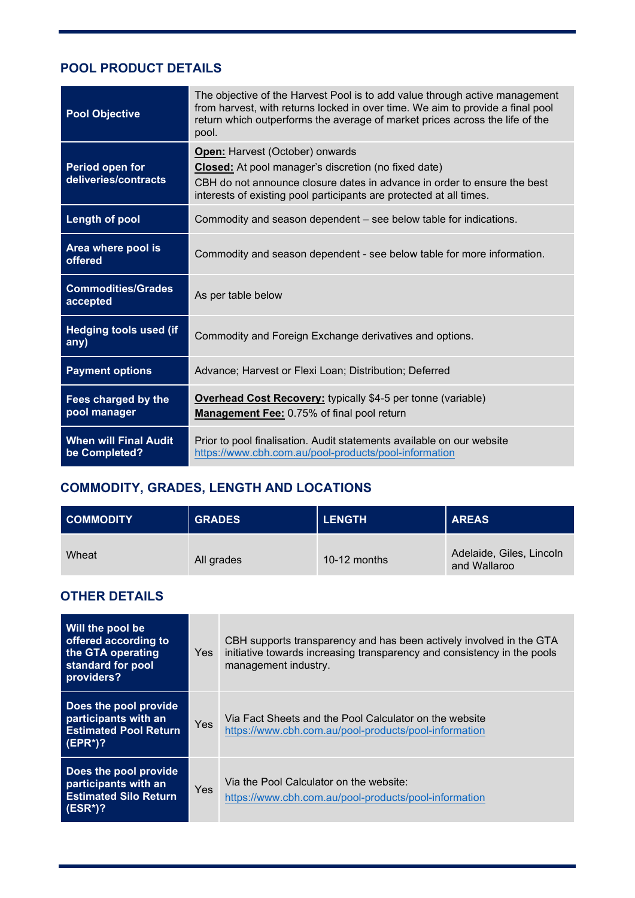## POOL PRODUCT DETAILS

| | |
|---|---|
| **Pool Objective** | The objective of the Harvest Pool is to add value through active management from harvest, with returns locked in over time. We aim to provide a final pool return which outperforms the average of market prices across the life of the pool. |
| **Period open for deliveries/contracts** | **Open:** Harvest (October) onwards<br>**Closed:** At pool manager's discretion (no fixed date)<br>CBH do not announce closure dates in advance in order to ensure the best interests of existing pool participants are protected at all times. |
| **Length of pool** | Commodity and season dependent – see below table for indications. |
| **Area where pool is offered** | Commodity and season dependent - see below table for more information. |
| **Commodities/Grades accepted** | As per table below |
| **Hedging tools used (if any)** | Commodity and Foreign Exchange derivatives and options. |
| **Payment options** | Advance; Harvest or Flexi Loan; Distribution; Deferred |
| **Fees charged by the pool manager** | **Overhead Cost Recovery:** typically $4-5 per tonne (variable)<br>**Management Fee:** 0.75% of final pool return |
| **When will Final Audit be Completed?** | Prior to pool finalisation. Audit statements available on our website https://www.cbh.com.au/pool-products/pool-information |

## COMMODITY, GRADES, LENGTH AND LOCATIONS

| COMMODITY | GRADES | LENGTH | AREAS |
|---|---|---|---|
| Wheat | All grades | 10-12 months | Adelaide, Giles, Lincoln and Wallaroo |

## OTHER DETAILS

| | | |
|---|---|---|
| **Will the pool be offered according to the GTA operating standard for pool providers?** | Yes | CBH supports transparency and has been actively involved in the GTA initiative towards increasing transparency and consistency in the pools management industry. |
| **Does the pool provide participants with an Estimated Pool Return (EPR*)?** | Yes | Via Fact Sheets and the Pool Calculator on the website https://www.cbh.com.au/pool-products/pool-information |
| **Does the pool provide participants with an Estimated Silo Return (ESR*)?** | Yes | Via the Pool Calculator on the website: https://www.cbh.com.au/pool-products/pool-information |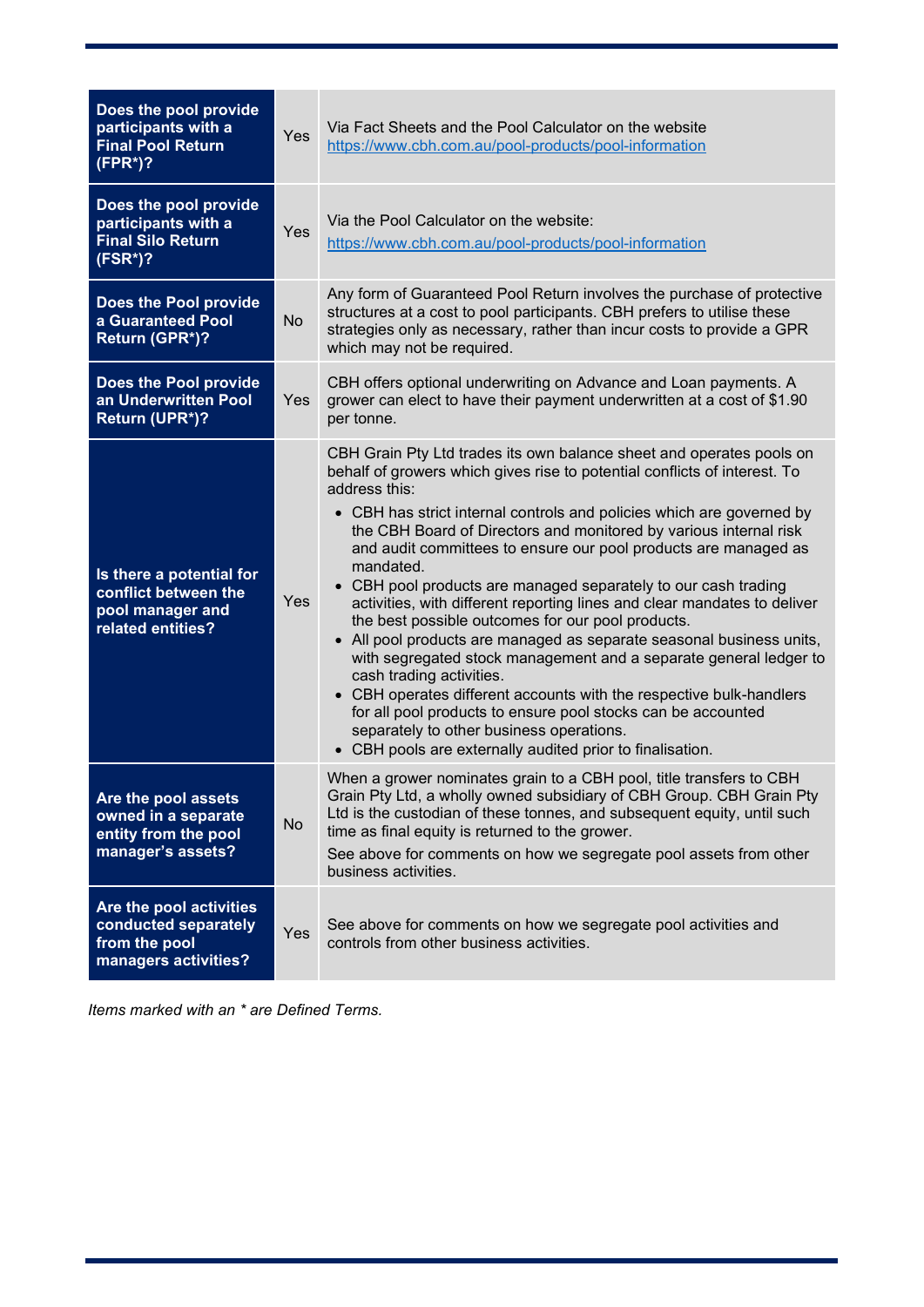| Question | Answer | Comments |
|---|---|---|
| **Does the pool provide participants with a Final Pool Return (FPR*)?** | Yes | Via Fact Sheets and the Pool Calculator on the website https://www.cbh.com.au/pool-products/pool-information |
| **Does the pool provide participants with a Final Silo Return (FSR*)?** | Yes | Via the Pool Calculator on the website: https://www.cbh.com.au/pool-products/pool-information |
| **Does the Pool provide a Guaranteed Pool Return (GPR*)?** | No | Any form of Guaranteed Pool Return involves the purchase of protective structures at a cost to pool participants. CBH prefers to utilise these strategies only as necessary, rather than incur costs to provide a GPR which may not be required. |
| **Does the Pool provide an Underwritten Pool Return (UPR*)?** | Yes | CBH offers optional underwriting on Advance and Loan payments. A grower can elect to have their payment underwritten at a cost of $1.90 per tonne. |
| **Is there a potential for conflict between the pool manager and related entities?** | Yes | CBH Grain Pty Ltd trades its own balance sheet and operates pools on behalf of growers which gives rise to potential conflicts of interest. To address this:<br>• CBH has strict internal controls and policies which are governed by the CBH Board of Directors and monitored by various internal risk and audit committees to ensure our pool products are managed as mandated.<br>• CBH pool products are managed separately to our cash trading activities, with different reporting lines and clear mandates to deliver the best possible outcomes for our pool products.<br>• All pool products are managed as separate seasonal business units, with segregated stock management and a separate general ledger to cash trading activities.<br>• CBH operates different accounts with the respective bulk-handlers for all pool products to ensure pool stocks can be accounted separately to other business operations.<br>• CBH pools are externally audited prior to finalisation. |
| **Are the pool assets owned in a separate entity from the pool manager's assets?** | No | When a grower nominates grain to a CBH pool, title transfers to CBH Grain Pty Ltd, a wholly owned subsidiary of CBH Group. CBH Grain Pty Ltd is the custodian of these tonnes, and subsequent equity, until such time as final equity is returned to the grower.<br>See above for comments on how we segregate pool assets from other business activities. |
| **Are the pool activities conducted separately from the pool managers activities?** | Yes | See above for comments on how we segregate pool activities and controls from other business activities. |

*Items marked with an * are Defined Terms.*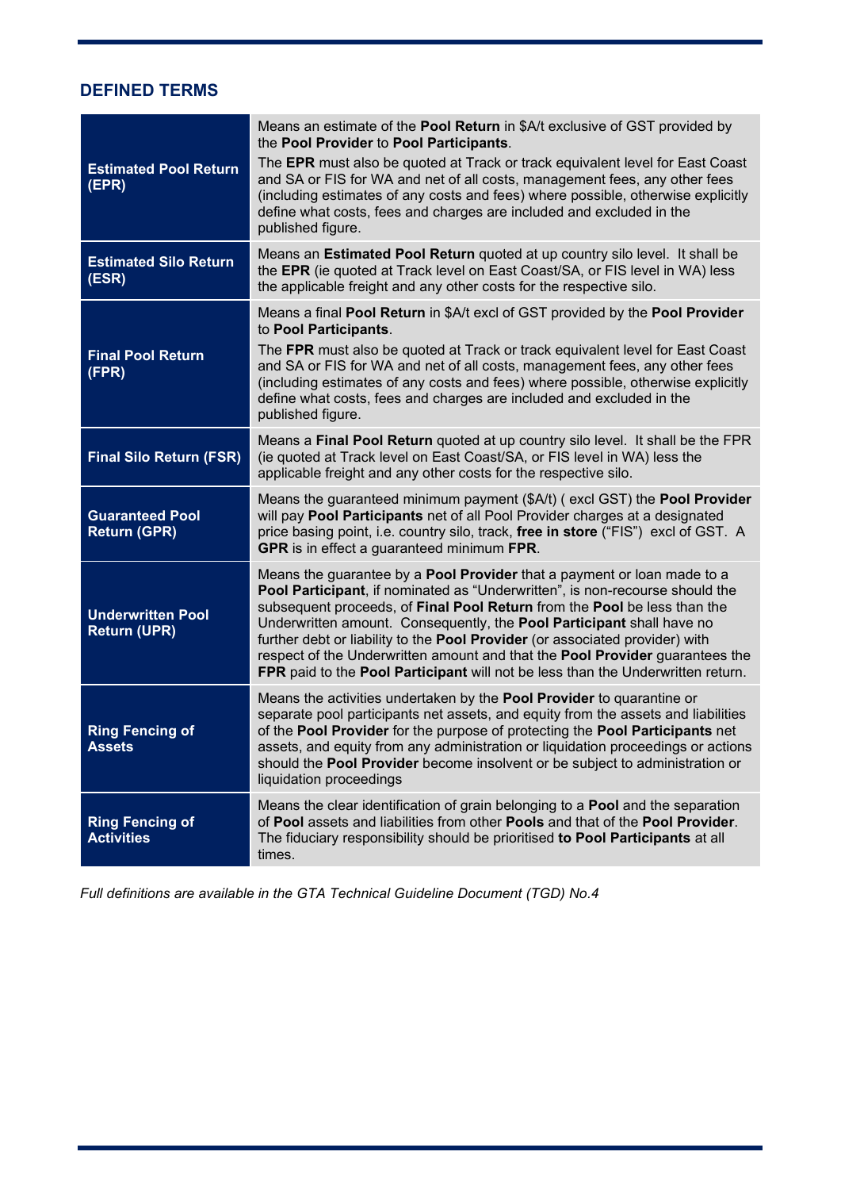## DEFINED TERMS

| | |
|---|---|
| **Estimated Pool Return (EPR)** | Means an estimate of the **Pool Return** in $A/t exclusive of GST provided by the **Pool Provider** to **Pool Participants**. <br><br> The **EPR** must also be quoted at Track or track equivalent level for East Coast and SA or FIS for WA and net of all costs, management fees, any other fees (including estimates of any costs and fees) where possible, otherwise explicitly define what costs, fees and charges are included and excluded in the published figure. |
| **Estimated Silo Return (ESR)** | Means an **Estimated Pool Return** quoted at up country silo level. It shall be the **EPR** (ie quoted at Track level on East Coast/SA, or FIS level in WA) less the applicable freight and any other costs for the respective silo. |
| **Final Pool Return (FPR)** | Means a final **Pool Return** in $A/t excl of GST provided by the **Pool Provider** to **Pool Participants**. <br><br> The **FPR** must also be quoted at Track or track equivalent level for East Coast and SA or FIS for WA and net of all costs, management fees, any other fees (including estimates of any costs and fees) where possible, otherwise explicitly define what costs, fees and charges are included and excluded in the published figure. |
| **Final Silo Return (FSR)** | Means a **Final Pool Return** quoted at up country silo level. It shall be the FPR (ie quoted at Track level on East Coast/SA, or FIS level in WA) less the applicable freight and any other costs for the respective silo. |
| **Guaranteed Pool Return (GPR)** | Means the guaranteed minimum payment ($A/t) ( excl GST) the **Pool Provider** will pay **Pool Participants** net of all Pool Provider charges at a designated price basing point, i.e. country silo, track, **free in store** ("FIS") excl of GST. A **GPR** is in effect a guaranteed minimum **FPR**. |
| **Underwritten Pool Return (UPR)** | Means the guarantee by a **Pool Provider** that a payment or loan made to a **Pool Participant**, if nominated as "Underwritten", is non-recourse should the subsequent proceeds, of **Final Pool Return** from the **Pool** be less than the Underwritten amount. Consequently, the **Pool Participant** shall have no further debt or liability to the **Pool Provider** (or associated provider) with respect of the Underwritten amount and that the **Pool Provider** guarantees the **FPR** paid to the **Pool Participant** will not be less than the Underwritten return. |
| **Ring Fencing of Assets** | Means the activities undertaken by the **Pool Provider** to quarantine or separate pool participants net assets, and equity from the assets and liabilities of the **Pool Provider** for the purpose of protecting the **Pool Participants** net assets, and equity from any administration or liquidation proceedings or actions should the **Pool Provider** become insolvent or be subject to administration or liquidation proceedings |
| **Ring Fencing of Activities** | Means the clear identification of grain belonging to a **Pool** and the separation of **Pool** assets and liabilities from other **Pools** and that of the **Pool Provider**. The fiduciary responsibility should be prioritised **to Pool Participants** at all times. |

*Full definitions are available in the GTA Technical Guideline Document (TGD) No.4*